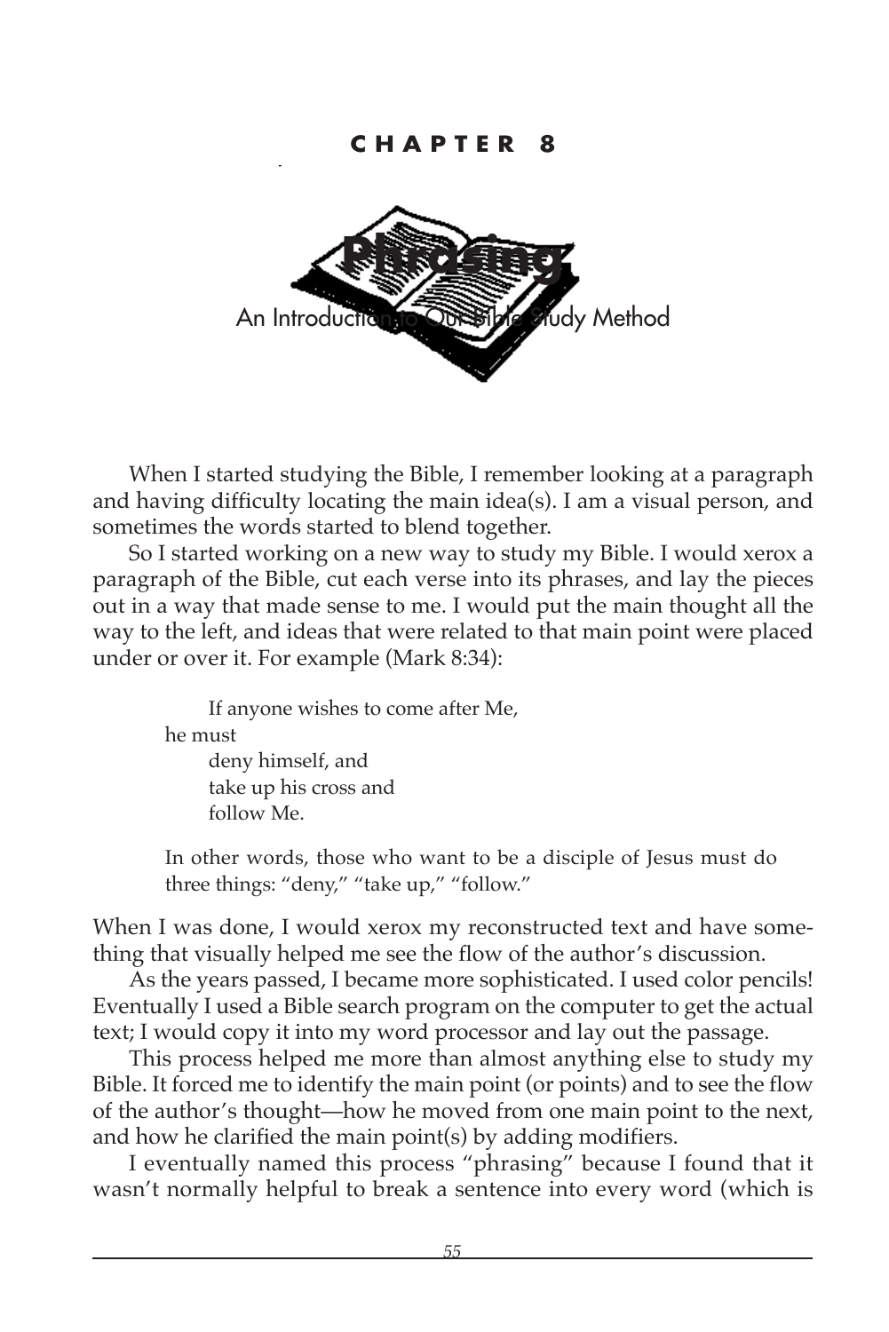# CHAPTER 8

# Phrasing

## An Introduction to Our Bible Study Method

When I started studying the Bible, I remember looking at a paragraph and having difficulty locating the main idea(s). I am a visual person, and sometimes the words started to blend together.

So I started working on a new way to study my Bible. I would xerox a paragraph of the Bible, cut each verse into its phrases, and lay the pieces out in a way that made sense to me. I would put the main thought all the way to the left, and ideas that were related to that main point were placed under or over it. For example (Mark 8:34):

```
        If anyone wishes to come after Me,
he must
        deny himself, and
        take up his cross and
        follow Me.
```

> In other words, those who want to be a disciple of Jesus must do three things: "deny," "take up," "follow."

When I was done, I would xerox my reconstructed text and have something that visually helped me see the flow of the author's discussion.

As the years passed, I became more sophisticated. I used color pencils! Eventually I used a Bible search program on the computer to get the actual text; I would copy it into my word processor and lay out the passage.

This process helped me more than almost anything else to study my Bible. It forced me to identify the main point (or points) and to see the flow of the author's thought—how he moved from one main point to the next, and how he clarified the main point(s) by adding modifiers.

I eventually named this process "phrasing" because I found that it wasn't normally helpful to break a sentence into every word (which is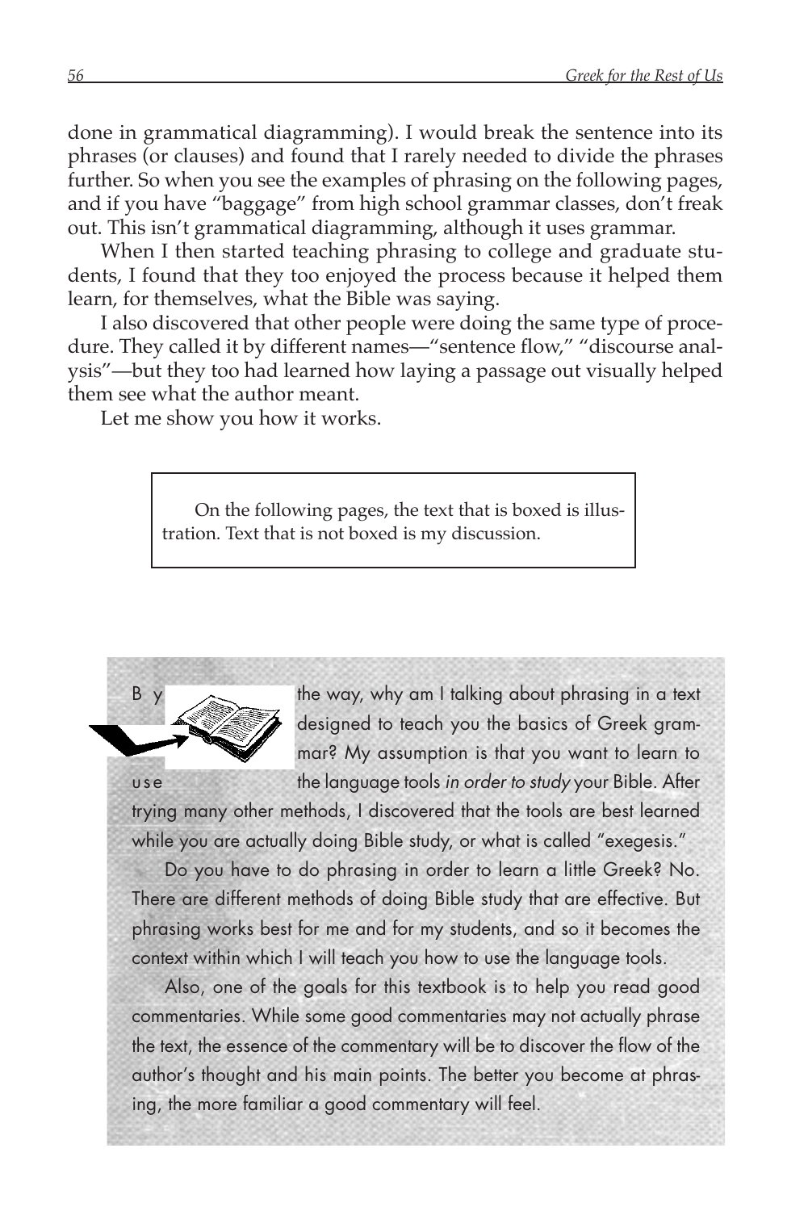done in grammatical diagramming). I would break the sentence into its phrases (or clauses) and found that I rarely needed to divide the phrases further. So when you see the examples of phrasing on the following pages, and if you have "baggage" from high school grammar classes, don't freak out. This isn't grammatical diagramming, although it uses grammar.

When I then started teaching phrasing to college and graduate students, I found that they too enjoyed the process because it helped them learn, for themselves, what the Bible was saying.

I also discovered that other people were doing the same type of procedure. They called it by different names—"sentence flow," "discourse analysis"—but they too had learned how laying a passage out visually helped them see what the author meant.

Let me show you how it works.

> On the following pages, the text that is boxed is illustration. Text that is not boxed is my discussion.

By the way, why am I talking about phrasing in a text designed to teach you the basics of Greek grammar? My assumption is that you want to learn to use the language tools *in order to study* your Bible. After trying many other methods, I discovered that the tools are best learned while you are actually doing Bible study, or what is called "exegesis."

Do you have to do phrasing in order to learn a little Greek? No. There are different methods of doing Bible study that are effective. But phrasing works best for me and for my students, and so it becomes the context within which I will teach you how to use the language tools.

Also, one of the goals for this textbook is to help you read good commentaries. While some good commentaries may not actually phrase the text, the essence of the commentary will be to discover the flow of the author's thought and his main points. The better you become at phrasing, the more familiar a good commentary will feel.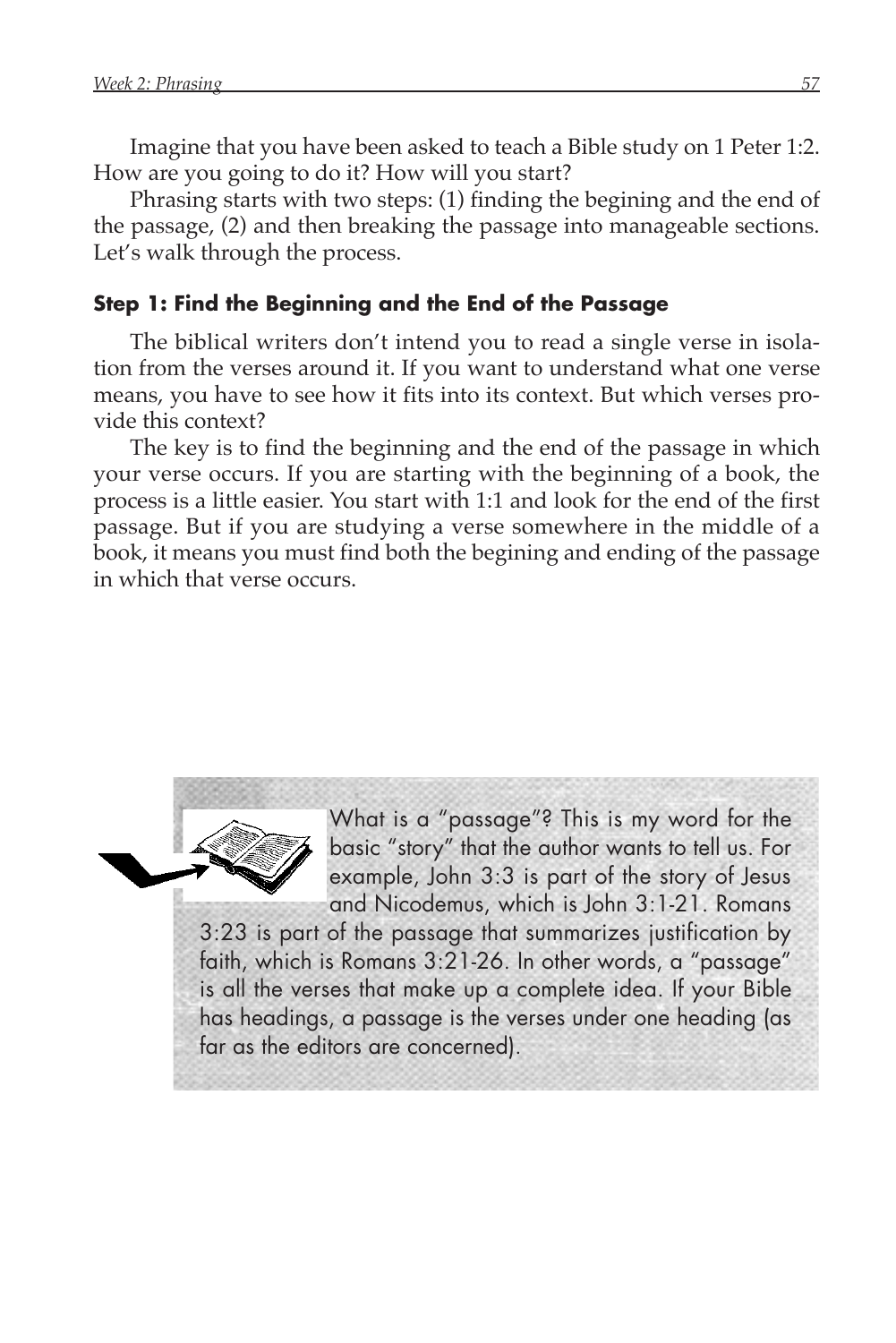Imagine that you have been asked to teach a Bible study on 1 Peter 1:2. How are you going to do it? How will you start?

Phrasing starts with two steps: (1) finding the begining and the end of the passage, (2) and then breaking the passage into manageable sections. Let's walk through the process.

### Step 1: Find the Beginning and the End of the Passage

The biblical writers don't intend you to read a single verse in isolation from the verses around it. If you want to understand what one verse means, you have to see how it fits into its context. But which verses provide this context?

The key is to find the beginning and the end of the passage in which your verse occurs. If you are starting with the beginning of a book, the process is a little easier. You start with 1:1 and look for the end of the first passage. But if you are studying a verse somewhere in the middle of a book, it means you must find both the begining and ending of the passage in which that verse occurs.

> What is a "passage"? This is my word for the basic "story" that the author wants to tell us. For example, John 3:3 is part of the story of Jesus and Nicodemus, which is John 3:1-21. Romans 3:23 is part of the passage that summarizes justification by faith, which is Romans 3:21-26. In other words, a "passage" is all the verses that make up a complete idea. If your Bible has headings, a passage is the verses under one heading (as far as the editors are concerned).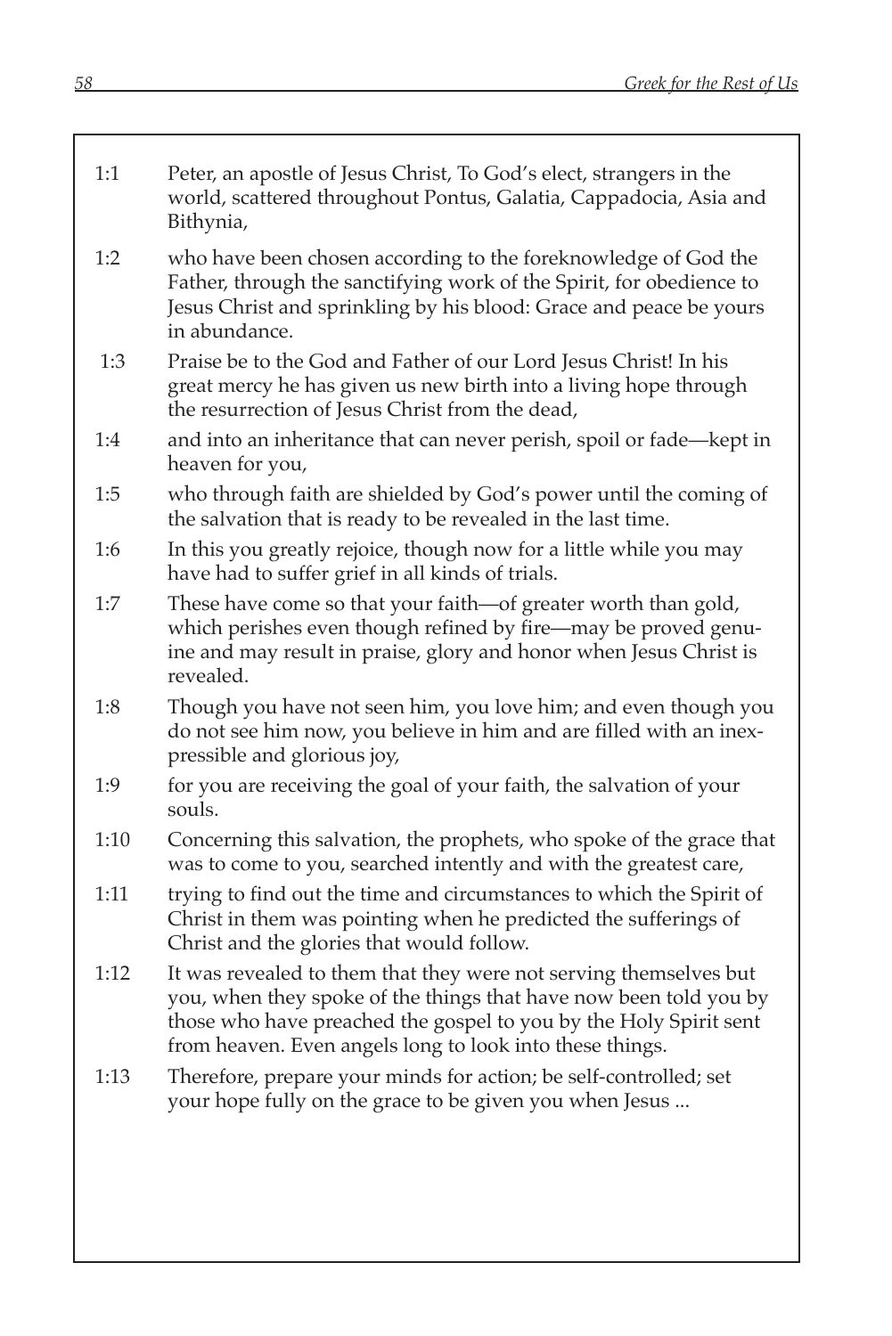| | |
|---|---|
| 1:1 | Peter, an apostle of Jesus Christ, To God's elect, strangers in the world, scattered throughout Pontus, Galatia, Cappadocia, Asia and Bithynia, |
| 1:2 | who have been chosen according to the foreknowledge of God the Father, through the sanctifying work of the Spirit, for obedience to Jesus Christ and sprinkling by his blood: Grace and peace be yours in abundance. |
| 1:3 | Praise be to the God and Father of our Lord Jesus Christ! In his great mercy he has given us new birth into a living hope through the resurrection of Jesus Christ from the dead, |
| 1:4 | and into an inheritance that can never perish, spoil or fade—kept in heaven for you, |
| 1:5 | who through faith are shielded by God's power until the coming of the salvation that is ready to be revealed in the last time. |
| 1:6 | In this you greatly rejoice, though now for a little while you may have had to suffer grief in all kinds of trials. |
| 1:7 | These have come so that your faith—of greater worth than gold, which perishes even though refined by fire—may be proved genuine and may result in praise, glory and honor when Jesus Christ is revealed. |
| 1:8 | Though you have not seen him, you love him; and even though you do not see him now, you believe in him and are filled with an inexpressible and glorious joy, |
| 1:9 | for you are receiving the goal of your faith, the salvation of your souls. |
| 1:10 | Concerning this salvation, the prophets, who spoke of the grace that was to come to you, searched intently and with the greatest care, |
| 1:11 | trying to find out the time and circumstances to which the Spirit of Christ in them was pointing when he predicted the sufferings of Christ and the glories that would follow. |
| 1:12 | It was revealed to them that they were not serving themselves but you, when they spoke of the things that have now been told you by those who have preached the gospel to you by the Holy Spirit sent from heaven. Even angels long to look into these things. |
| 1:13 | Therefore, prepare your minds for action; be self-controlled; set your hope fully on the grace to be given you when Jesus ... |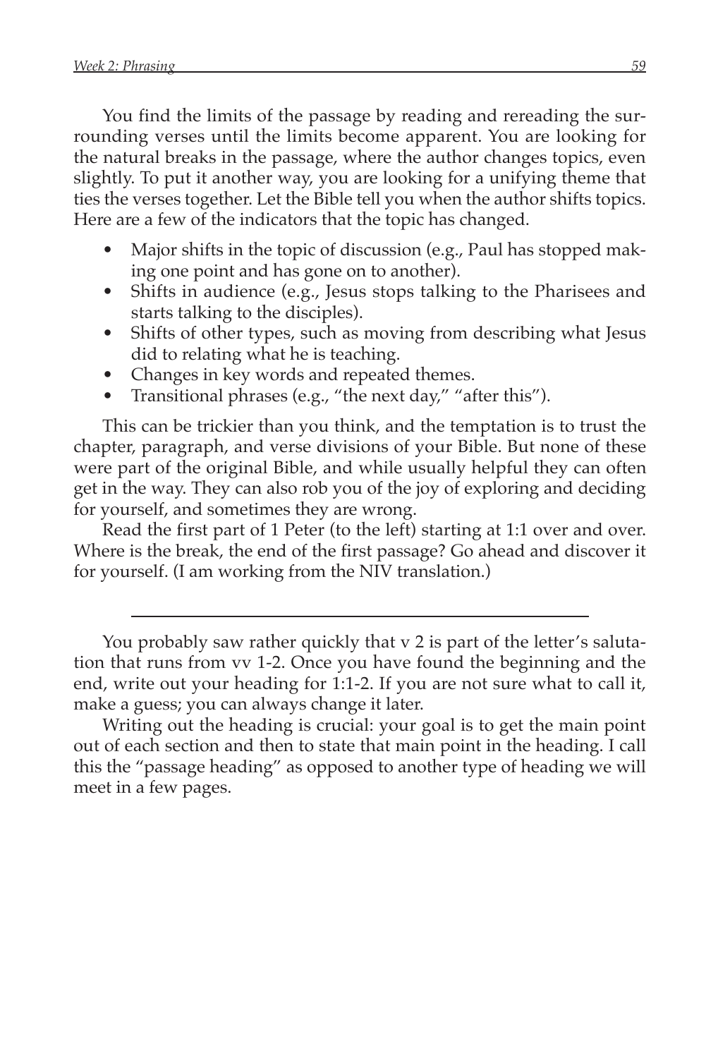You find the limits of the passage by reading and rereading the surrounding verses until the limits become apparent. You are looking for the natural breaks in the passage, where the author changes topics, even slightly. To put it another way, you are looking for a unifying theme that ties the verses together. Let the Bible tell you when the author shifts topics. Here are a few of the indicators that the topic has changed.

- Major shifts in the topic of discussion (e.g., Paul has stopped making one point and has gone on to another).
- Shifts in audience (e.g., Jesus stops talking to the Pharisees and starts talking to the disciples).
- Shifts of other types, such as moving from describing what Jesus did to relating what he is teaching.
- Changes in key words and repeated themes.
- Transitional phrases (e.g., "the next day," "after this").

This can be trickier than you think, and the temptation is to trust the chapter, paragraph, and verse divisions of your Bible. But none of these were part of the original Bible, and while usually helpful they can often get in the way. They can also rob you of the joy of exploring and deciding for yourself, and sometimes they are wrong.

Read the first part of 1 Peter (to the left) starting at 1:1 over and over. Where is the break, the end of the first passage? Go ahead and discover it for yourself. (I am working from the NIV translation.)

---

You probably saw rather quickly that v 2 is part of the letter's salutation that runs from vv 1-2. Once you have found the beginning and the end, write out your heading for 1:1-2. If you are not sure what to call it, make a guess; you can always change it later.

Writing out the heading is crucial: your goal is to get the main point out of each section and then to state that main point in the heading. I call this the "passage heading" as opposed to another type of heading we will meet in a few pages.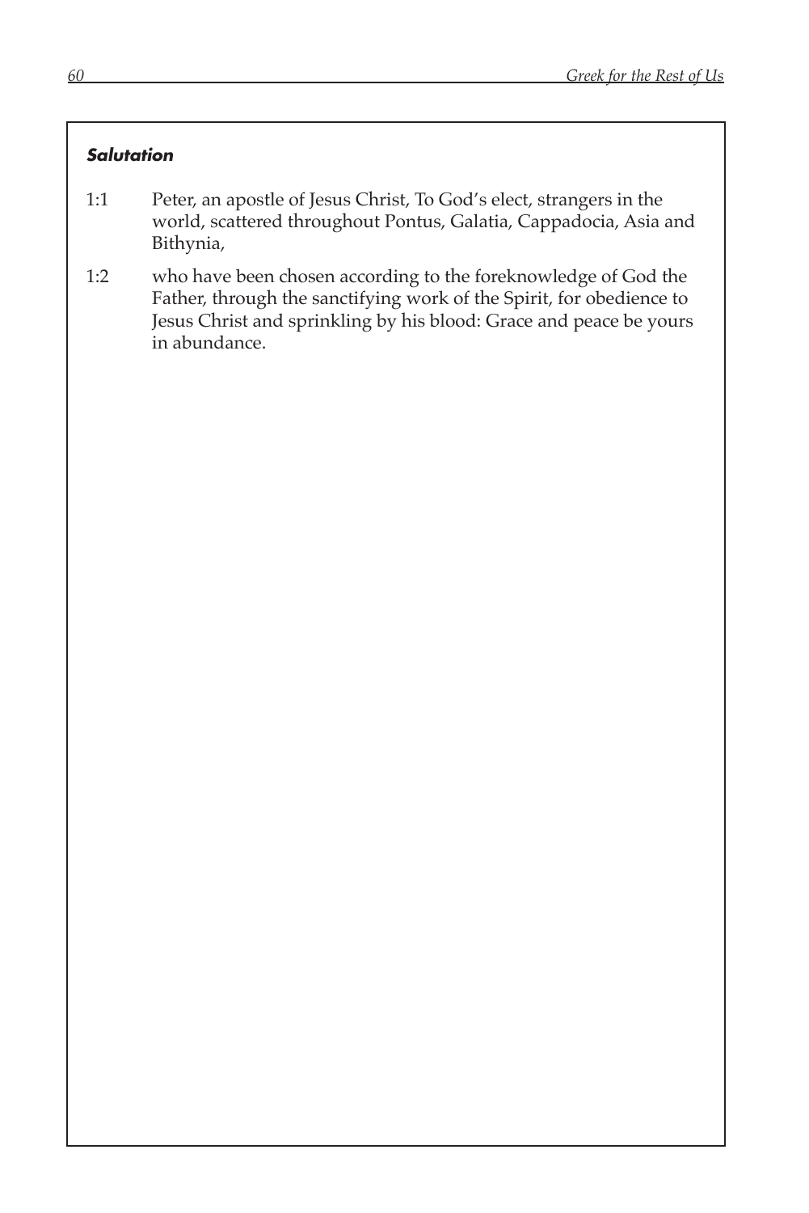***Salutation***

1:1 Peter, an apostle of Jesus Christ, To God's elect, strangers in the world, scattered throughout Pontus, Galatia, Cappadocia, Asia and Bithynia,

1:2 who have been chosen according to the foreknowledge of God the Father, through the sanctifying work of the Spirit, for obedience to Jesus Christ and sprinkling by his blood: Grace and peace be yours in abundance.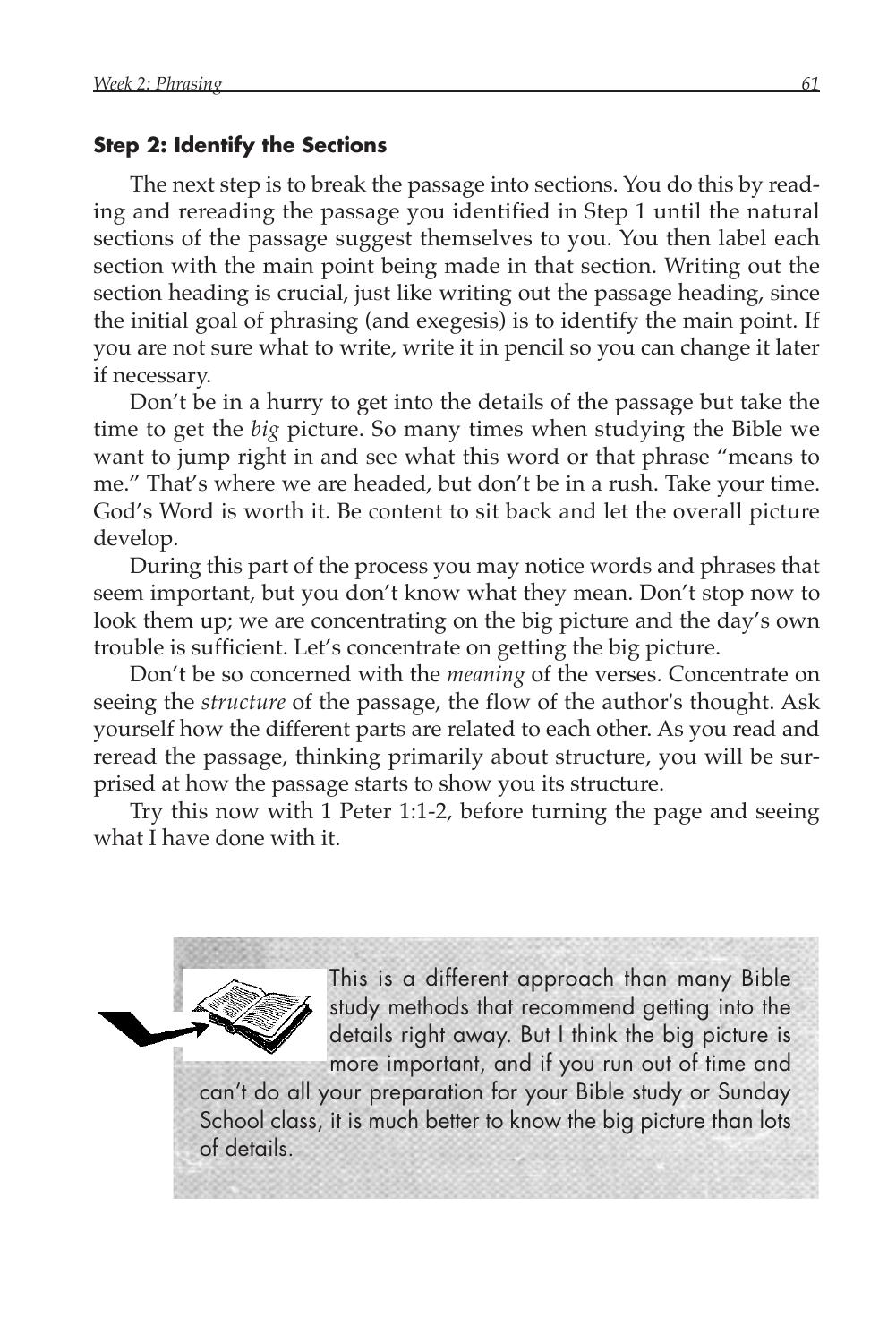**Step 2: Identify the Sections**

The next step is to break the passage into sections. You do this by reading and rereading the passage you identified in Step 1 until the natural sections of the passage suggest themselves to you. You then label each section with the main point being made in that section. Writing out the section heading is crucial, just like writing out the passage heading, since the initial goal of phrasing (and exegesis) is to identify the main point. If you are not sure what to write, write it in pencil so you can change it later if necessary.

Don't be in a hurry to get into the details of the passage but take the time to get the *big* picture. So many times when studying the Bible we want to jump right in and see what this word or that phrase "means to me." That's where we are headed, but don't be in a rush. Take your time. God's Word is worth it. Be content to sit back and let the overall picture develop.

During this part of the process you may notice words and phrases that seem important, but you don't know what they mean. Don't stop now to look them up; we are concentrating on the big picture and the day's own trouble is sufficient. Let's concentrate on getting the big picture.

Don't be so concerned with the *meaning* of the verses. Concentrate on seeing the *structure* of the passage, the flow of the author's thought. Ask yourself how the different parts are related to each other. As you read and reread the passage, thinking primarily about structure, you will be surprised at how the passage starts to show you its structure.

Try this now with 1 Peter 1:1-2, before turning the page and seeing what I have done with it.

This is a different approach than many Bible study methods that recommend getting into the details right away. But I think the big picture is more important, and if you run out of time and can't do all your preparation for your Bible study or Sunday School class, it is much better to know the big picture than lots of details.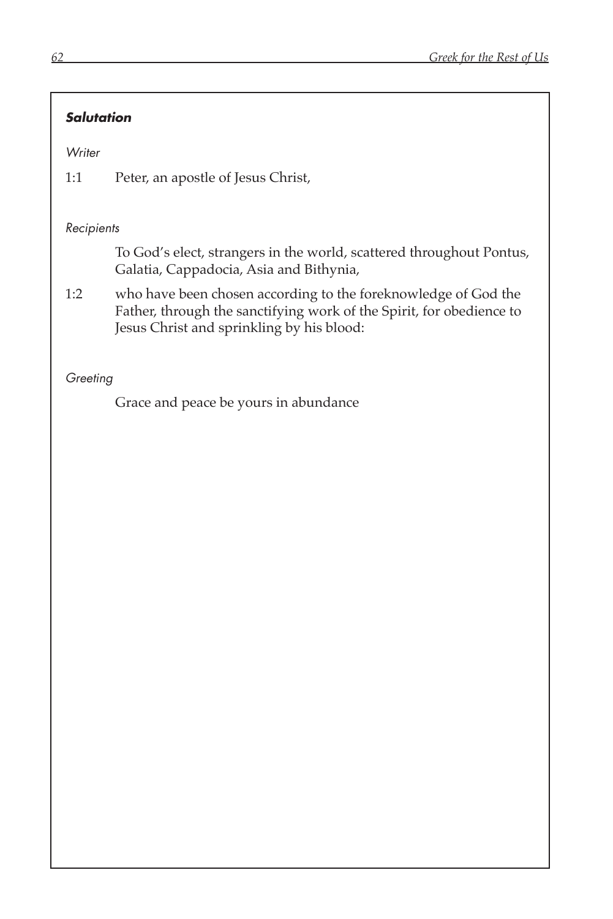***Salutation***

*Writer*

1:1 Peter, an apostle of Jesus Christ,

*Recipients*

To God's elect, strangers in the world, scattered throughout Pontus, Galatia, Cappadocia, Asia and Bithynia,

1:2 who have been chosen according to the foreknowledge of God the Father, through the sanctifying work of the Spirit, for obedience to Jesus Christ and sprinkling by his blood:

*Greeting*

Grace and peace be yours in abundance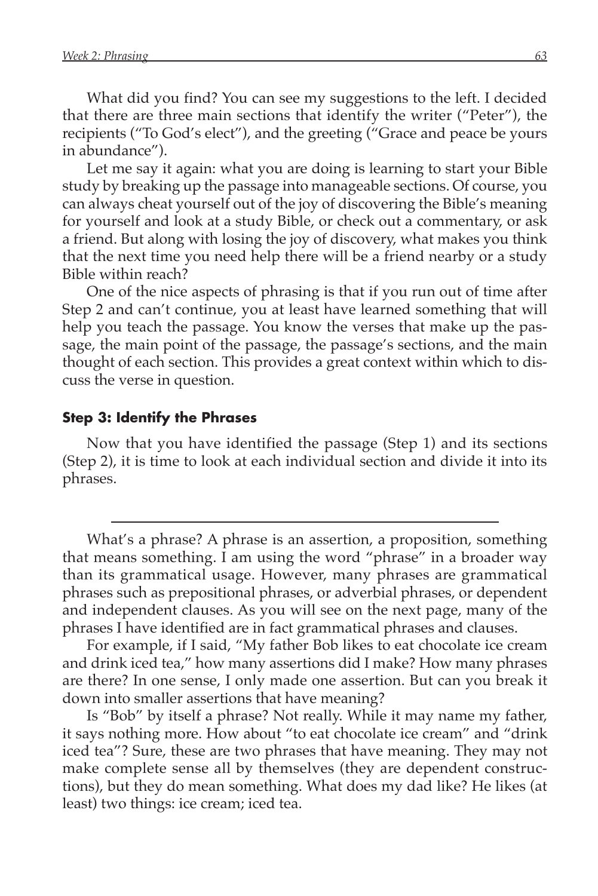What did you find? You can see my suggestions to the left. I decided that there are three main sections that identify the writer ("Peter"), the recipients ("To God's elect"), and the greeting ("Grace and peace be yours in abundance").

Let me say it again: what you are doing is learning to start your Bible study by breaking up the passage into manageable sections. Of course, you can always cheat yourself out of the joy of discovering the Bible's meaning for yourself and look at a study Bible, or check out a commentary, or ask a friend. But along with losing the joy of discovery, what makes you think that the next time you need help there will be a friend nearby or a study Bible within reach?

One of the nice aspects of phrasing is that if you run out of time after Step 2 and can't continue, you at least have learned something that will help you teach the passage. You know the verses that make up the passage, the main point of the passage, the passage's sections, and the main thought of each section. This provides a great context within which to discuss the verse in question.

### Step 3: Identify the Phrases

Now that you have identified the passage (Step 1) and its sections (Step 2), it is time to look at each individual section and divide it into its phrases.

---

What's a phrase? A phrase is an assertion, a proposition, something that means something. I am using the word "phrase" in a broader way than its grammatical usage. However, many phrases are grammatical phrases such as prepositional phrases, or adverbial phrases, or dependent and independent clauses. As you will see on the next page, many of the phrases I have identified are in fact grammatical phrases and clauses.

For example, if I said, "My father Bob likes to eat chocolate ice cream and drink iced tea," how many assertions did I make? How many phrases are there? In one sense, I only made one assertion. But can you break it down into smaller assertions that have meaning?

Is "Bob" by itself a phrase? Not really. While it may name my father, it says nothing more. How about "to eat chocolate ice cream" and "drink iced tea"? Sure, these are two phrases that have meaning. They may not make complete sense all by themselves (they are dependent constructions), but they do mean something. What does my dad like? He likes (at least) two things: ice cream; iced tea.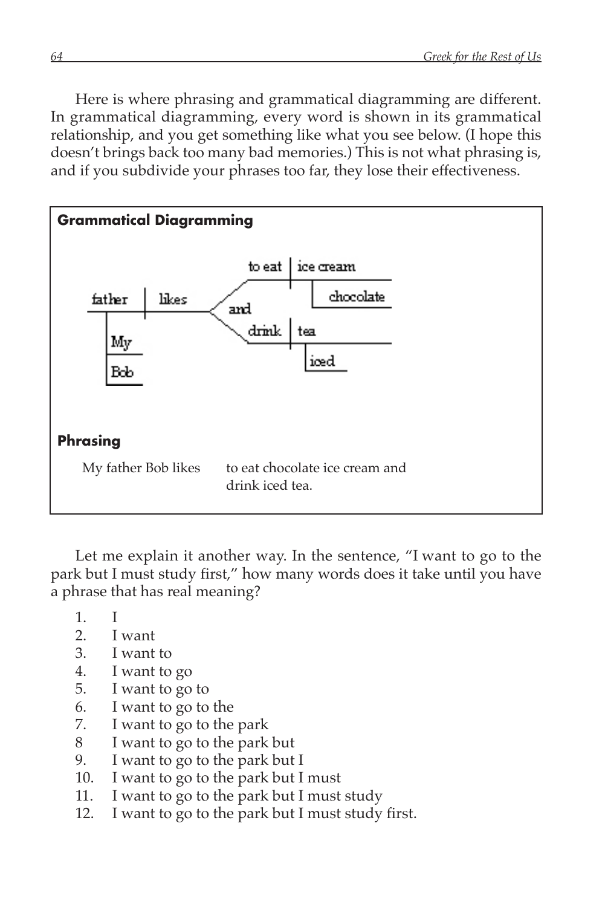Here is where phrasing and grammatical diagramming are different. In grammatical diagramming, every word is shown in its grammatical relationship, and you get something like what you see below. (I hope this doesn't brings back too many bad memories.) This is not what phrasing is, and if you subdivide your phrases too far, they lose their effectiveness.

**Grammatical Diagramming**

```
                                to eat | ice cream
                               ________|___________
father | likes               /         |  \ chocolate
_______|_______________    /   and
   |  My                   \
   |  Bob                    \ drink | tea
                              ________|___________
                                      |  \ iced
```

**Phrasing**

My father Bob likes to eat chocolate ice cream and drink iced tea.

Let me explain it another way. In the sentence, "I want to go to the park but I must study first," how many words does it take until you have a phrase that has real meaning?

1. I
2. I want
3. I want to
4. I want to go
5. I want to go to
6. I want to go to the
7. I want to go to the park
8. I want to go to the park but
9. I want to go to the park but I
10. I want to go to the park but I must
11. I want to go to the park but I must study
12. I want to go to the park but I must study first.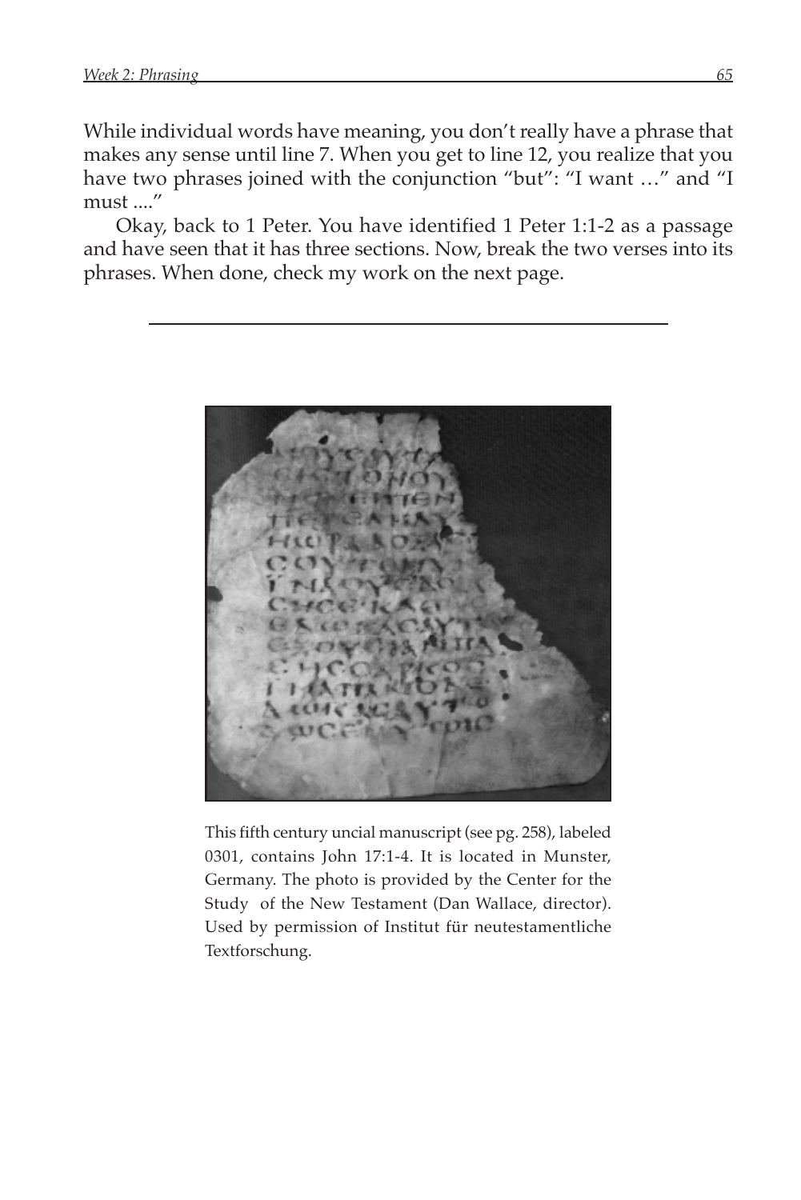While individual words have meaning, you don't really have a phrase that makes any sense until line 7. When you get to line 12, you realize that you have two phrases joined with the conjunction "but": "I want …" and "I must ...."

Okay, back to 1 Peter. You have identified 1 Peter 1:1-2 as a passage and have seen that it has three sections. Now, break the two verses into its phrases. When done, check my work on the next page.

---

This fifth century uncial manuscript (see pg. 258), labeled 0301, contains John 17:1-4. It is located in Munster, Germany. The photo is provided by the Center for the Study of the New Testament (Dan Wallace, director). Used by permission of Institut für neutestamentliche Textforschung.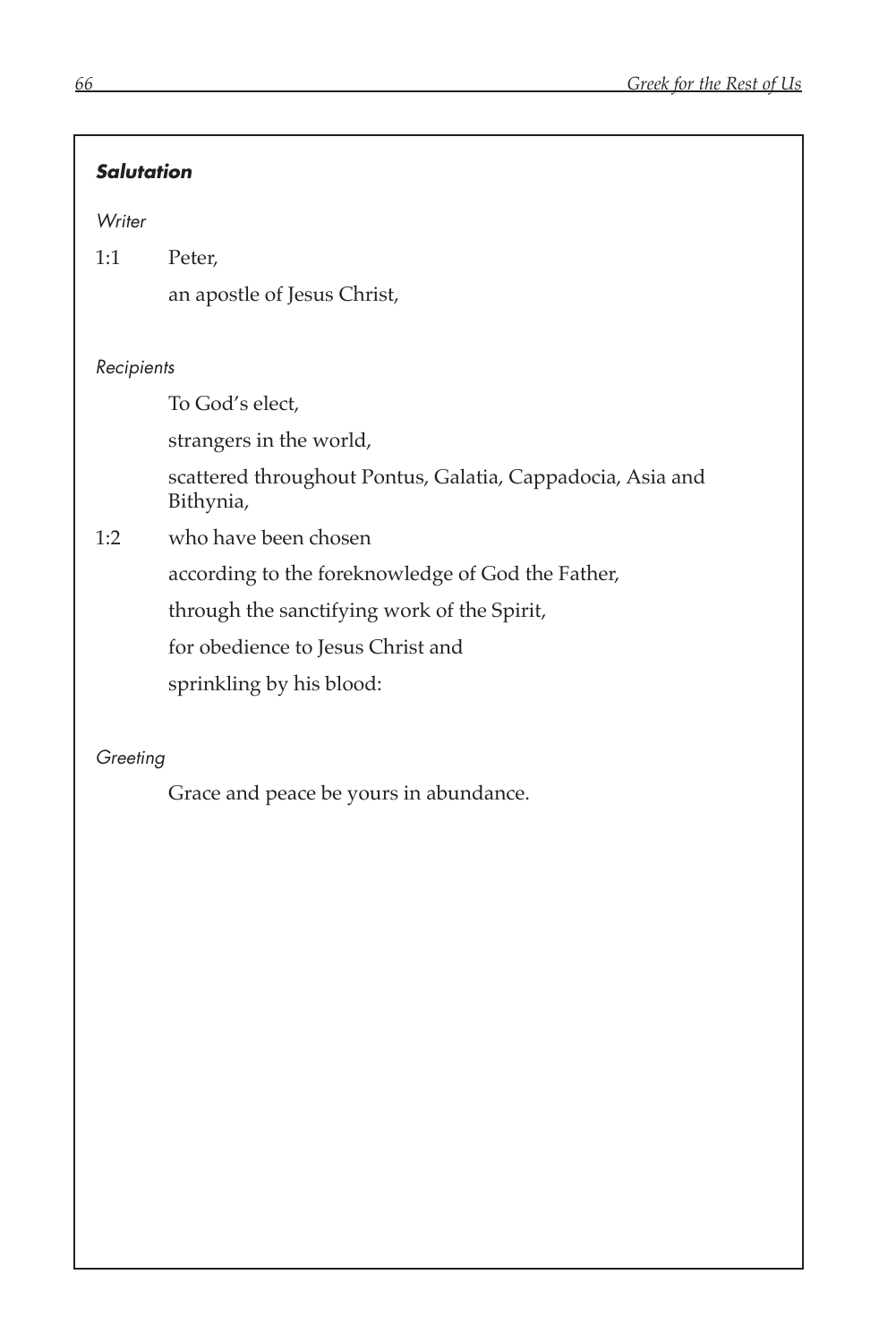***Salutation***

*Writer*

1:1 Peter,

an apostle of Jesus Christ,

*Recipients*

To God's elect,

strangers in the world,

scattered throughout Pontus, Galatia, Cappadocia, Asia and Bithynia,

1:2 who have been chosen

according to the foreknowledge of God the Father,

through the sanctifying work of the Spirit,

for obedience to Jesus Christ and

sprinkling by his blood:

*Greeting*

Grace and peace be yours in abundance.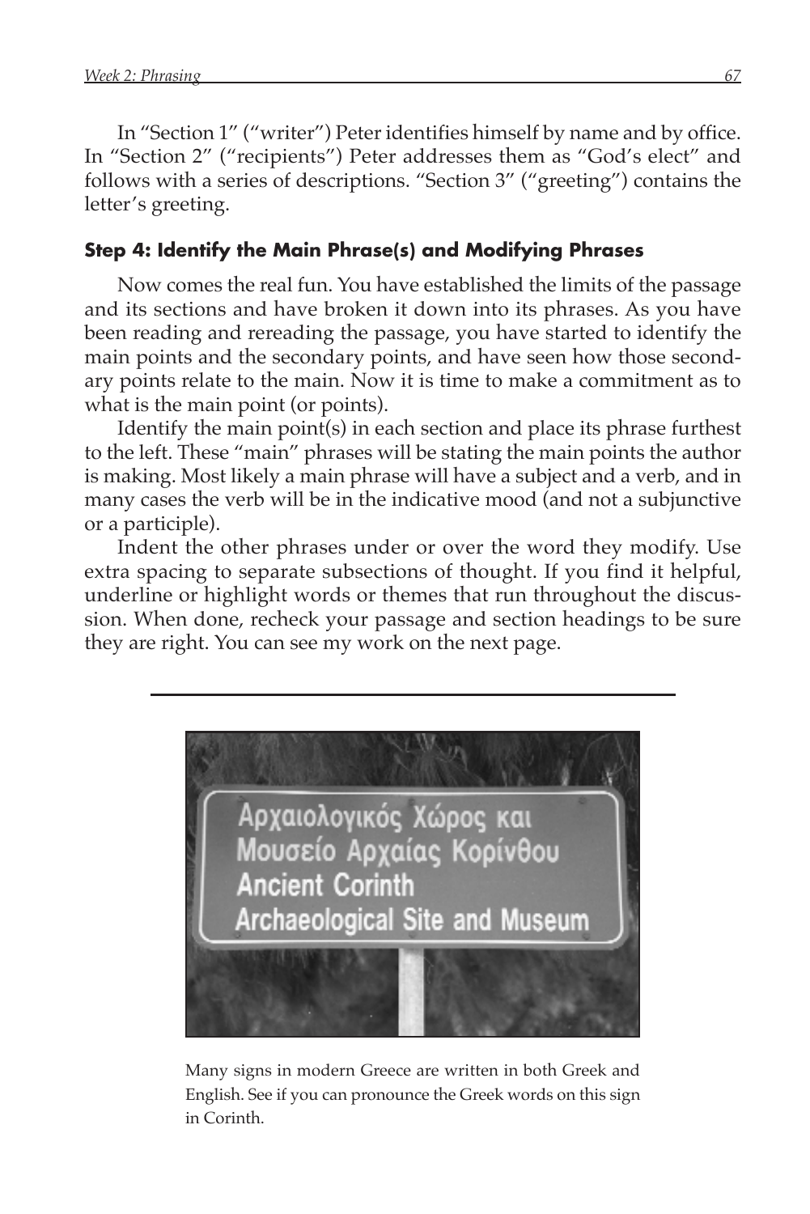In “Section 1” (“writer”) Peter identifies himself by name and by office. In “Section 2” (“recipients”) Peter addresses them as “God’s elect” and follows with a series of descriptions. “Section 3” (“greeting”) contains the letter’s greeting.

### Step 4: Identify the Main Phrase(s) and Modifying Phrases

Now comes the real fun. You have established the limits of the passage and its sections and have broken it down into its phrases. As you have been reading and rereading the passage, you have started to identify the main points and the secondary points, and have seen how those secondary points relate to the main. Now it is time to make a commitment as to what is the main point (or points).

Identify the main point(s) in each section and place its phrase furthest to the left. These “main” phrases will be stating the main points the author is making. Most likely a main phrase will have a subject and a verb, and in many cases the verb will be in the indicative mood (and not a subjunctive or a participle).

Indent the other phrases under or over the word they modify. Use extra spacing to separate subsections of thought. If you find it helpful, underline or highlight words or themes that run throughout the discussion. When done, recheck your passage and section headings to be sure they are right. You can see my work on the next page.

---

Αρχαιολογικός Χώρος και
Μουσείο Αρχαίας Κορίνθου
Ancient Corinth
Archaeological Site and Museum

Many signs in modern Greece are written in both Greek and English. See if you can pronounce the Greek words on this sign in Corinth.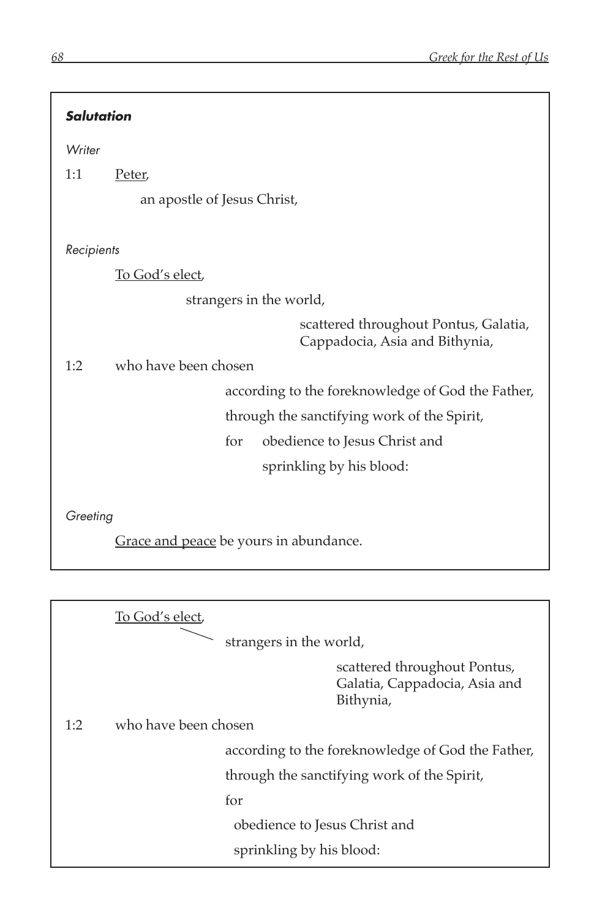***Salutation***

*Writer*

1:1 <u>Peter</u>,

    an apostle of Jesus Christ,

*Recipients*

<u>To God's elect</u>,

        strangers in the world,

            scattered throughout Pontus, Galatia, Cappadocia, Asia and Bithynia,

1:2 who have been chosen

        according to the foreknowledge of God the Father,

        through the sanctifying work of the Spirit,

        for obedience to Jesus Christ and

            sprinkling by his blood:

*Greeting*

<u>Grace and peace</u> be yours in abundance.

---

<u>To God's elect</u>,

        strangers in the world,

            scattered throughout Pontus, Galatia, Cappadocia, Asia and Bithynia,

1:2 who have been chosen

        according to the foreknowledge of God the Father,

        through the sanctifying work of the Spirit,

        for

          obedience to Jesus Christ and

          sprinkling by his blood: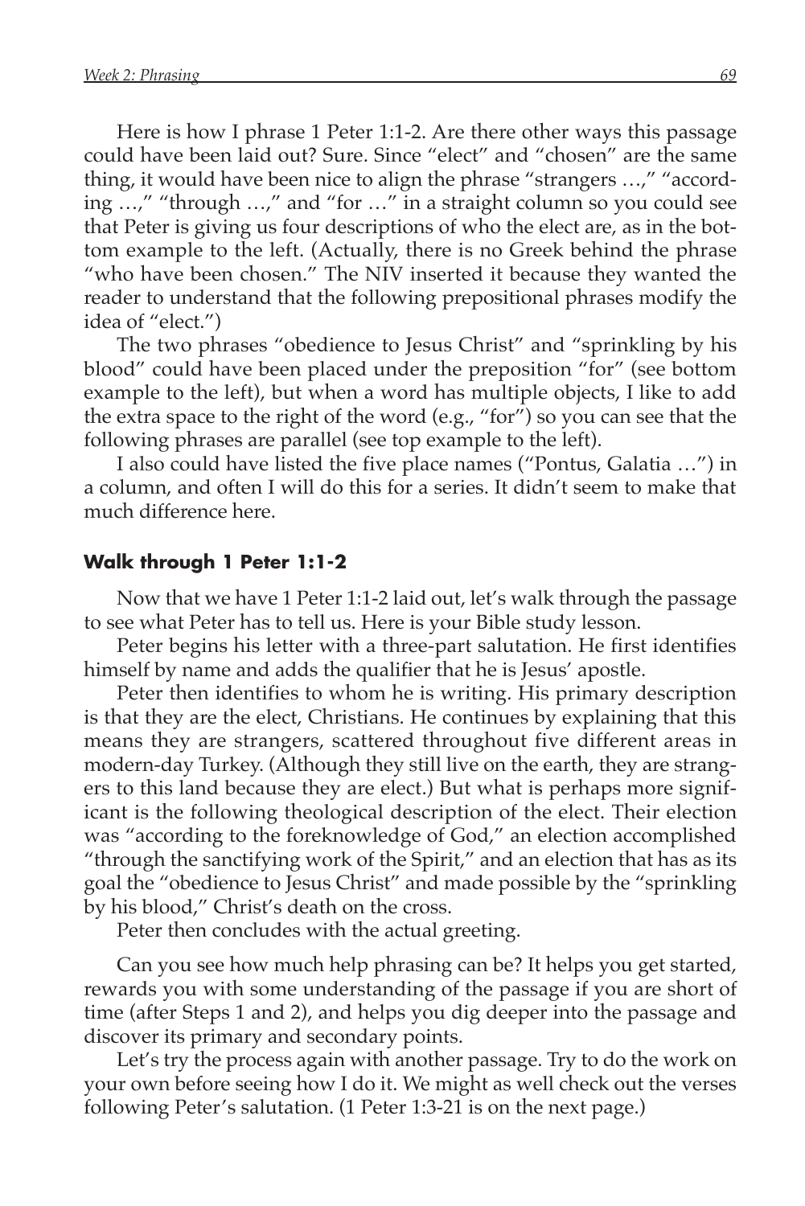Here is how I phrase 1 Peter 1:1-2. Are there other ways this passage could have been laid out? Sure. Since "elect" and "chosen" are the same thing, it would have been nice to align the phrase "strangers …," "according …," "through …," and "for …" in a straight column so you could see that Peter is giving us four descriptions of who the elect are, as in the bottom example to the left. (Actually, there is no Greek behind the phrase "who have been chosen." The NIV inserted it because they wanted the reader to understand that the following prepositional phrases modify the idea of "elect.")

The two phrases "obedience to Jesus Christ" and "sprinkling by his blood" could have been placed under the preposition "for" (see bottom example to the left), but when a word has multiple objects, I like to add the extra space to the right of the word (e.g., "for") so you can see that the following phrases are parallel (see top example to the left).

I also could have listed the five place names ("Pontus, Galatia …") in a column, and often I will do this for a series. It didn't seem to make that much difference here.

#### Walk through 1 Peter 1:1-2

Now that we have 1 Peter 1:1-2 laid out, let's walk through the passage to see what Peter has to tell us. Here is your Bible study lesson.

Peter begins his letter with a three-part salutation. He first identifies himself by name and adds the qualifier that he is Jesus' apostle.

Peter then identifies to whom he is writing. His primary description is that they are the elect, Christians. He continues by explaining that this means they are strangers, scattered throughout five different areas in modern-day Turkey. (Although they still live on the earth, they are strangers to this land because they are elect.) But what is perhaps more significant is the following theological description of the elect. Their election was "according to the foreknowledge of God," an election accomplished "through the sanctifying work of the Spirit," and an election that has as its goal the "obedience to Jesus Christ" and made possible by the "sprinkling by his blood," Christ's death on the cross.

Peter then concludes with the actual greeting.

Can you see how much help phrasing can be? It helps you get started, rewards you with some understanding of the passage if you are short of time (after Steps 1 and 2), and helps you dig deeper into the passage and discover its primary and secondary points.

Let's try the process again with another passage. Try to do the work on your own before seeing how I do it. We might as well check out the verses following Peter's salutation. (1 Peter 1:3-21 is on the next page.)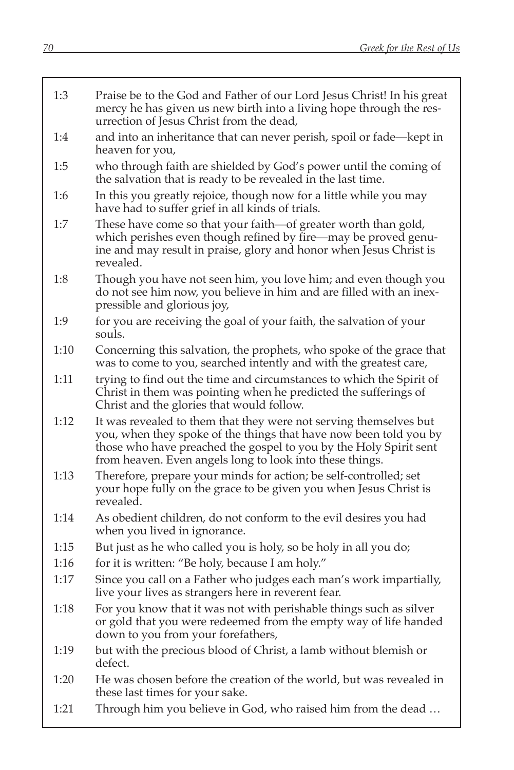| | |
|---|---|
| 1:3 | Praise be to the God and Father of our Lord Jesus Christ! In his great mercy he has given us new birth into a living hope through the resurrection of Jesus Christ from the dead, |
| 1:4 | and into an inheritance that can never perish, spoil or fade—kept in heaven for you, |
| 1:5 | who through faith are shielded by God's power until the coming of the salvation that is ready to be revealed in the last time. |
| 1:6 | In this you greatly rejoice, though now for a little while you may have had to suffer grief in all kinds of trials. |
| 1:7 | These have come so that your faith—of greater worth than gold, which perishes even though refined by fire—may be proved genuine and may result in praise, glory and honor when Jesus Christ is revealed. |
| 1:8 | Though you have not seen him, you love him; and even though you do not see him now, you believe in him and are filled with an inexpressible and glorious joy, |
| 1:9 | for you are receiving the goal of your faith, the salvation of your souls. |
| 1:10 | Concerning this salvation, the prophets, who spoke of the grace that was to come to you, searched intently and with the greatest care, |
| 1:11 | trying to find out the time and circumstances to which the Spirit of Christ in them was pointing when he predicted the sufferings of Christ and the glories that would follow. |
| 1:12 | It was revealed to them that they were not serving themselves but you, when they spoke of the things that have now been told you by those who have preached the gospel to you by the Holy Spirit sent from heaven. Even angels long to look into these things. |
| 1:13 | Therefore, prepare your minds for action; be self-controlled; set your hope fully on the grace to be given you when Jesus Christ is revealed. |
| 1:14 | As obedient children, do not conform to the evil desires you had when you lived in ignorance. |
| 1:15 | But just as he who called you is holy, so be holy in all you do; |
| 1:16 | for it is written: "Be holy, because I am holy." |
| 1:17 | Since you call on a Father who judges each man's work impartially, live your lives as strangers here in reverent fear. |
| 1:18 | For you know that it was not with perishable things such as silver or gold that you were redeemed from the empty way of life handed down to you from your forefathers, |
| 1:19 | but with the precious blood of Christ, a lamb without blemish or defect. |
| 1:20 | He was chosen before the creation of the world, but was revealed in these last times for your sake. |
| 1:21 | Through him you believe in God, who raised him from the dead … |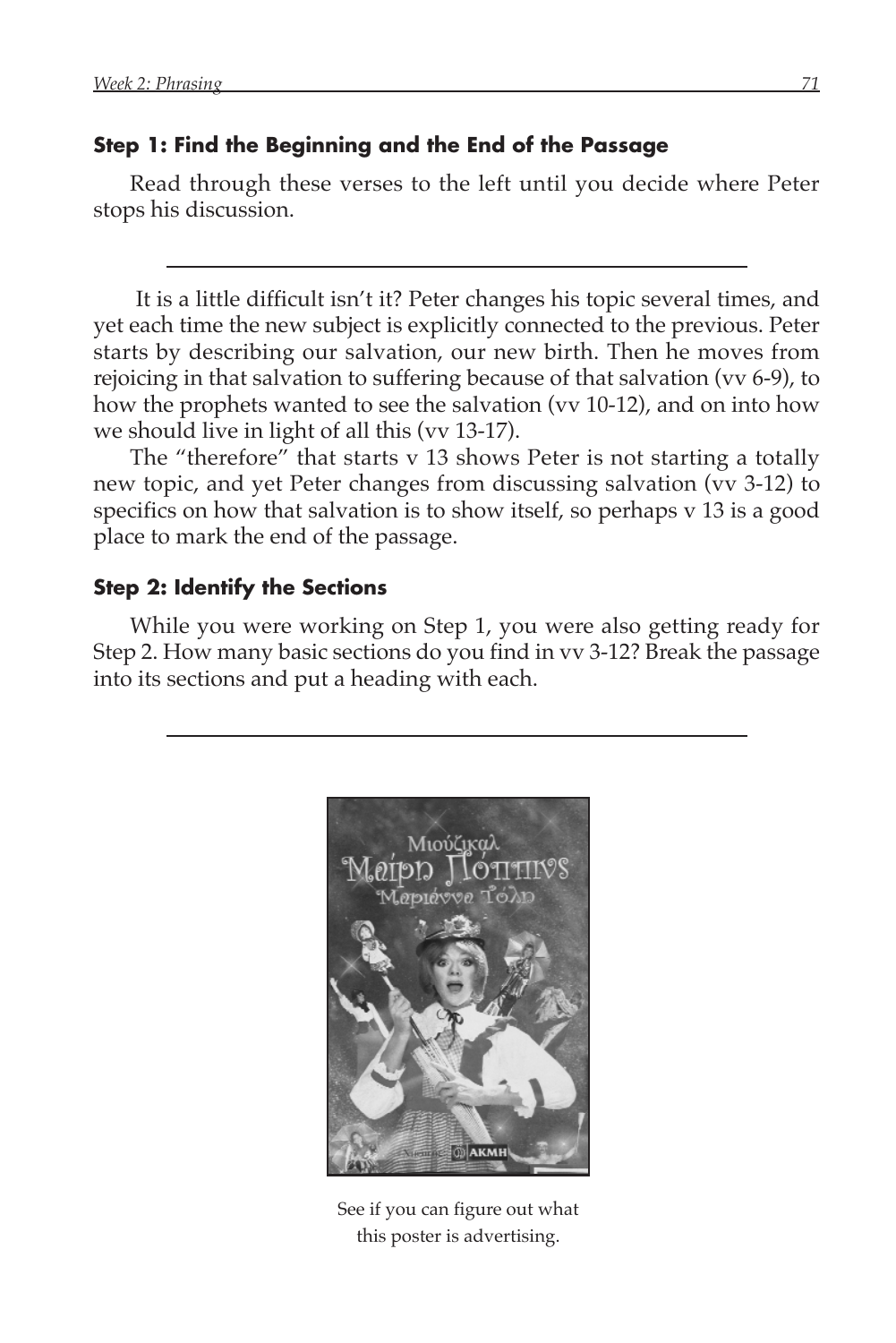### Step 1: Find the Beginning and the End of the Passage

Read through these verses to the left until you decide where Peter stops his discussion.

---

It is a little difficult isn't it? Peter changes his topic several times, and yet each time the new subject is explicitly connected to the previous. Peter starts by describing our salvation, our new birth. Then he moves from rejoicing in that salvation to suffering because of that salvation (vv 6-9), to how the prophets wanted to see the salvation (vv 10-12), and on into how we should live in light of all this (vv 13-17).

The "therefore" that starts v 13 shows Peter is not starting a totally new topic, and yet Peter changes from discussing salvation (vv 3-12) to specifics on how that salvation is to show itself, so perhaps v 13 is a good place to mark the end of the passage.

### Step 2: Identify the Sections

While you were working on Step 1, you were also getting ready for Step 2. How many basic sections do you find in vv 3-12? Break the passage into its sections and put a heading with each.

---

See if you can figure out what this poster is advertising.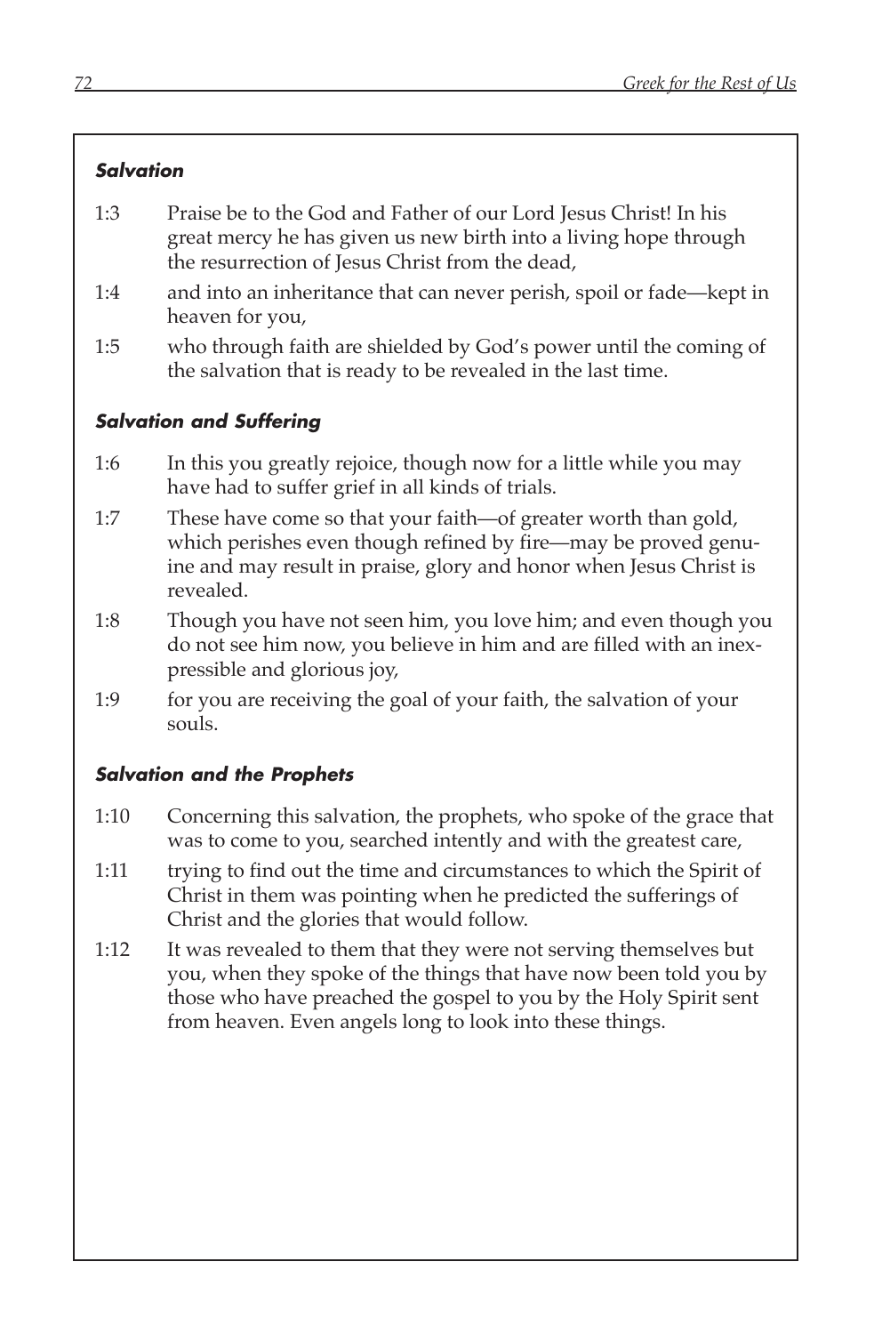### *Salvation*

1:3 Praise be to the God and Father of our Lord Jesus Christ! In his great mercy he has given us new birth into a living hope through the resurrection of Jesus Christ from the dead,

1:4 and into an inheritance that can never perish, spoil or fade—kept in heaven for you,

1:5 who through faith are shielded by God's power until the coming of the salvation that is ready to be revealed in the last time.

### *Salvation and Suffering*

1:6 In this you greatly rejoice, though now for a little while you may have had to suffer grief in all kinds of trials.

1:7 These have come so that your faith—of greater worth than gold, which perishes even though refined by fire—may be proved genuine and may result in praise, glory and honor when Jesus Christ is revealed.

1:8 Though you have not seen him, you love him; and even though you do not see him now, you believe in him and are filled with an inexpressible and glorious joy,

1:9 for you are receiving the goal of your faith, the salvation of your souls.

### *Salvation and the Prophets*

1:10 Concerning this salvation, the prophets, who spoke of the grace that was to come to you, searched intently and with the greatest care,

1:11 trying to find out the time and circumstances to which the Spirit of Christ in them was pointing when he predicted the sufferings of Christ and the glories that would follow.

1:12 It was revealed to them that they were not serving themselves but you, when they spoke of the things that have now been told you by those who have preached the gospel to you by the Holy Spirit sent from heaven. Even angels long to look into these things.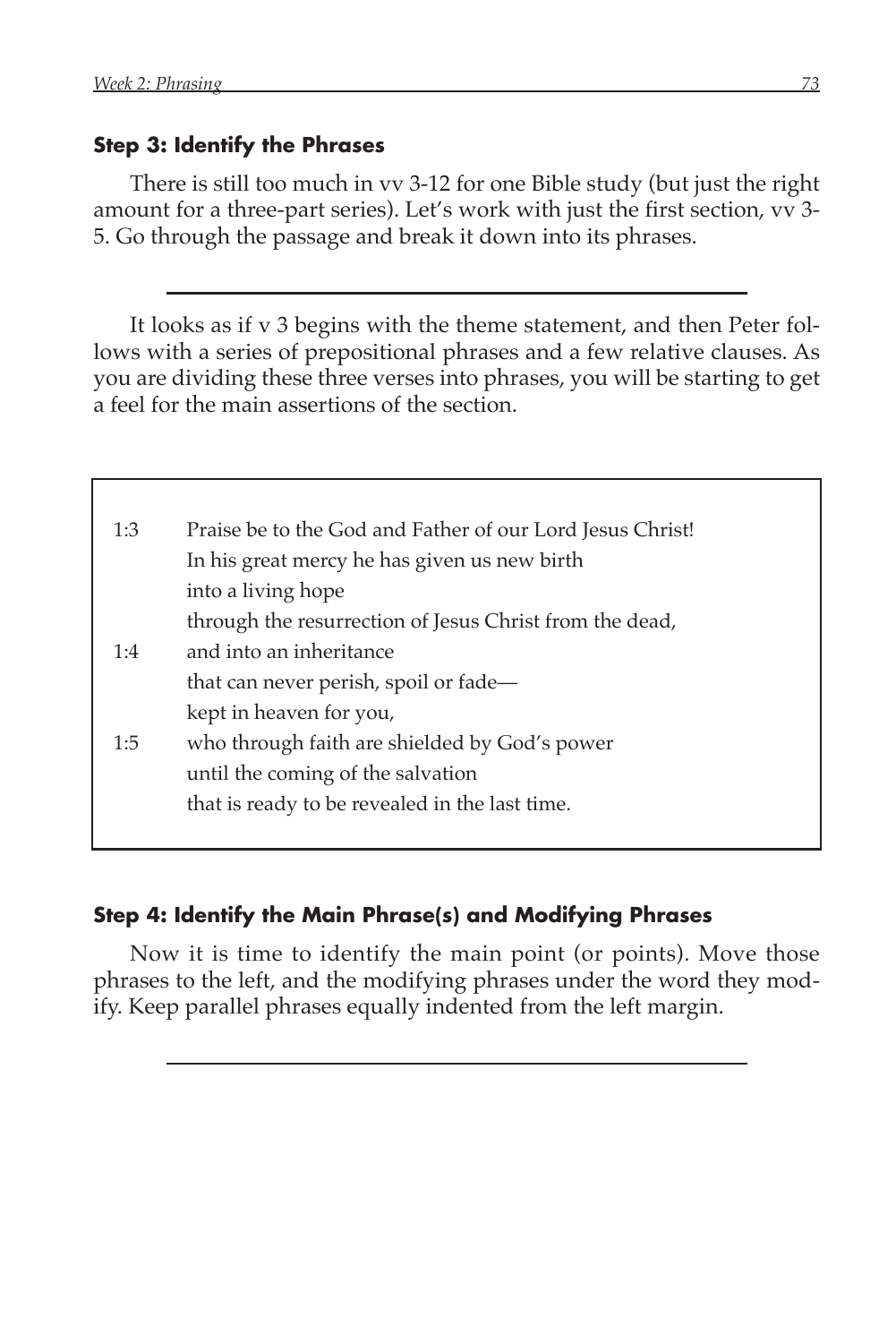### Step 3: Identify the Phrases

There is still too much in vv 3-12 for one Bible study (but just the right amount for a three-part series). Let's work with just the first section, vv 3-5. Go through the passage and break it down into its phrases.

---

It looks as if v 3 begins with the theme statement, and then Peter follows with a series of prepositional phrases and a few relative clauses. As you are dividing these three verses into phrases, you will be starting to get a feel for the main assertions of the section.

| | |
|---|---|
| 1:3 | Praise be to the God and Father of our Lord Jesus Christ! |
| | In his great mercy he has given us new birth |
| | into a living hope |
| | through the resurrection of Jesus Christ from the dead, |
| 1:4 | and into an inheritance |
| | that can never perish, spoil or fade— |
| | kept in heaven for you, |
| 1:5 | who through faith are shielded by God's power |
| | until the coming of the salvation |
| | that is ready to be revealed in the last time. |

### Step 4: Identify the Main Phrase(s) and Modifying Phrases

Now it is time to identify the main point (or points). Move those phrases to the left, and the modifying phrases under the word they modify. Keep parallel phrases equally indented from the left margin.

---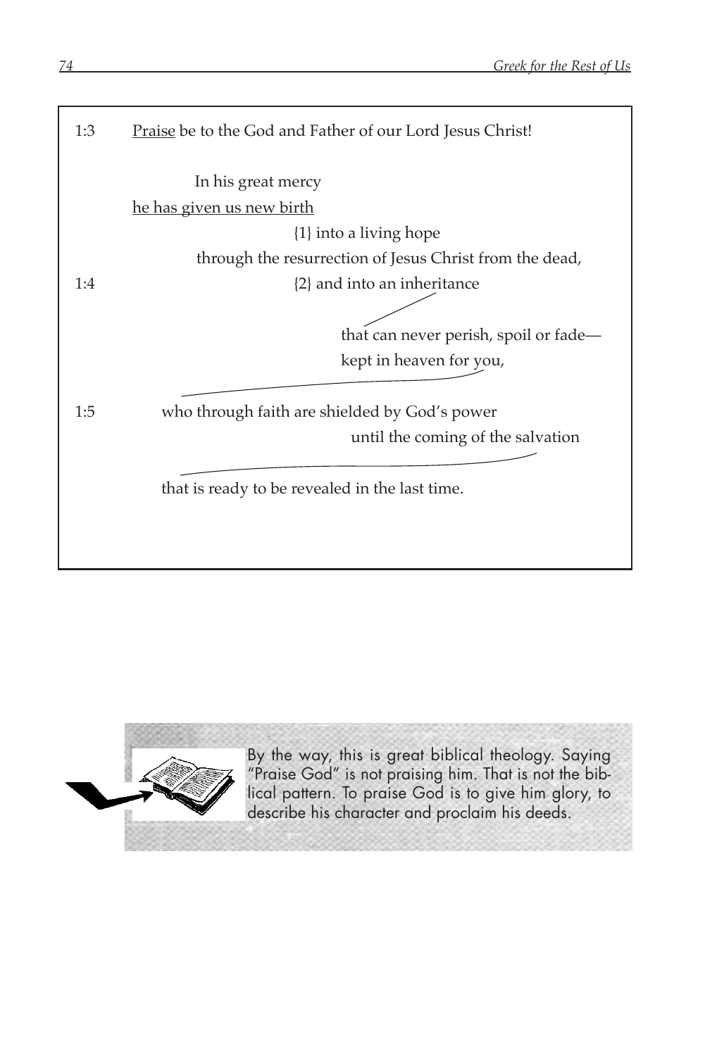1:3 <u>Praise</u> be to the God and Father of our Lord Jesus Christ!

In his great mercy
<u>he has given us new birth</u>
{1} into a living hope
through the resurrection of Jesus Christ from the dead,
1:4 {2} and into an inheritance
that can never perish, spoil or fade—
kept in heaven for you,
1:5 who through faith are shielded by God's power
until the coming of the salvation
that is ready to be revealed in the last time.

By the way, this is great biblical theology. Saying "Praise God" is not praising him. That is not the biblical pattern. To praise God is to give him glory, to describe his character and proclaim his deeds.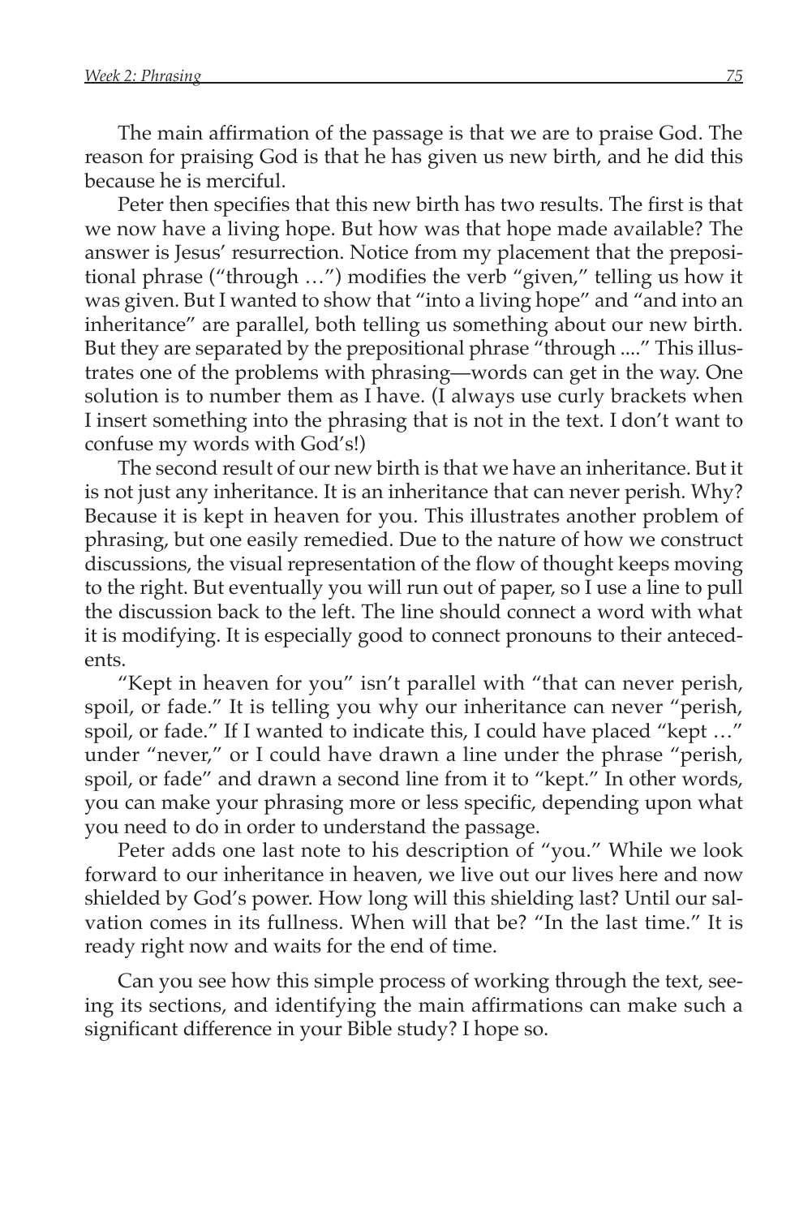The main affirmation of the passage is that we are to praise God. The reason for praising God is that he has given us new birth, and he did this because he is merciful.

Peter then specifies that this new birth has two results. The first is that we now have a living hope. But how was that hope made available? The answer is Jesus' resurrection. Notice from my placement that the prepositional phrase ("through …") modifies the verb "given," telling us how it was given. But I wanted to show that "into a living hope" and "and into an inheritance" are parallel, both telling us something about our new birth. But they are separated by the prepositional phrase "through ...." This illustrates one of the problems with phrasing—words can get in the way. One solution is to number them as I have. (I always use curly brackets when I insert something into the phrasing that is not in the text. I don't want to confuse my words with God's!)

The second result of our new birth is that we have an inheritance. But it is not just any inheritance. It is an inheritance that can never perish. Why? Because it is kept in heaven for you. This illustrates another problem of phrasing, but one easily remedied. Due to the nature of how we construct discussions, the visual representation of the flow of thought keeps moving to the right. But eventually you will run out of paper, so I use a line to pull the discussion back to the left. The line should connect a word with what it is modifying. It is especially good to connect pronouns to their antecedents.

"Kept in heaven for you" isn't parallel with "that can never perish, spoil, or fade." It is telling you why our inheritance can never "perish, spoil, or fade." If I wanted to indicate this, I could have placed "kept …" under "never," or I could have drawn a line under the phrase "perish, spoil, or fade" and drawn a second line from it to "kept." In other words, you can make your phrasing more or less specific, depending upon what you need to do in order to understand the passage.

Peter adds one last note to his description of "you." While we look forward to our inheritance in heaven, we live out our lives here and now shielded by God's power. How long will this shielding last? Until our salvation comes in its fullness. When will that be? "In the last time." It is ready right now and waits for the end of time.

Can you see how this simple process of working through the text, seeing its sections, and identifying the main affirmations can make such a significant difference in your Bible study? I hope so.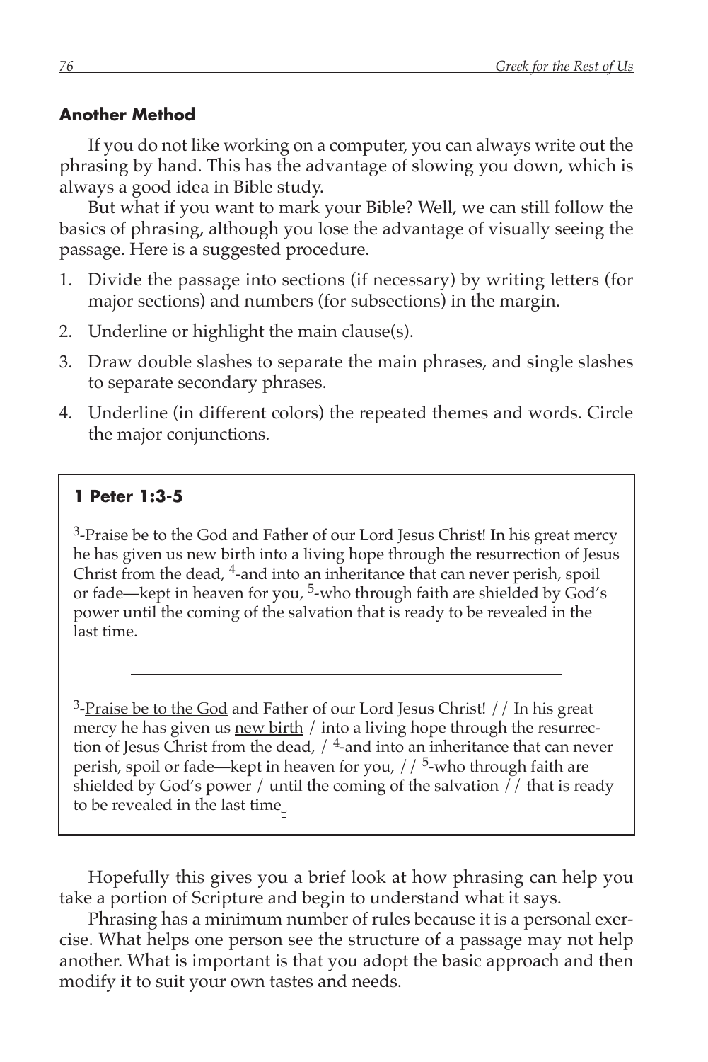**Another Method**

If you do not like working on a computer, you can always write out the phrasing by hand. This has the advantage of slowing you down, which is always a good idea in Bible study.

But what if you want to mark your Bible? Well, we can still follow the basics of phrasing, although you lose the advantage of visually seeing the passage. Here is a suggested procedure.

1. Divide the passage into sections (if necessary) by writing letters (for major sections) and numbers (for subsections) in the margin.
2. Underline or highlight the main clause(s).
3. Draw double slashes to separate the main phrases, and single slashes to separate secondary phrases.
4. Underline (in different colors) the repeated themes and words. Circle the major conjunctions.

**1 Peter 1:3-5**

3-Praise be to the God and Father of our Lord Jesus Christ! In his great mercy he has given us new birth into a living hope through the resurrection of Jesus Christ from the dead, 4-and into an inheritance that can never perish, spoil or fade—kept in heaven for you, 5-who through faith are shielded by God's power until the coming of the salvation that is ready to be revealed in the last time.

---

3-<u>Praise be to the God</u> and Father of our Lord Jesus Christ! // In his great mercy he has given us <u>new birth</u> / into a living hope through the resurrection of Jesus Christ from the dead, / 4-and into an inheritance that can never perish, spoil or fade—kept in heaven for you, // 5-who through faith are shielded by God's power / until the coming of the salvation // that is ready to be revealed in the last time.

Hopefully this gives you a brief look at how phrasing can help you take a portion of Scripture and begin to understand what it says.

Phrasing has a minimum number of rules because it is a personal exercise. What helps one person see the structure of a passage may not help another. What is important is that you adopt the basic approach and then modify it to suit your own tastes and needs.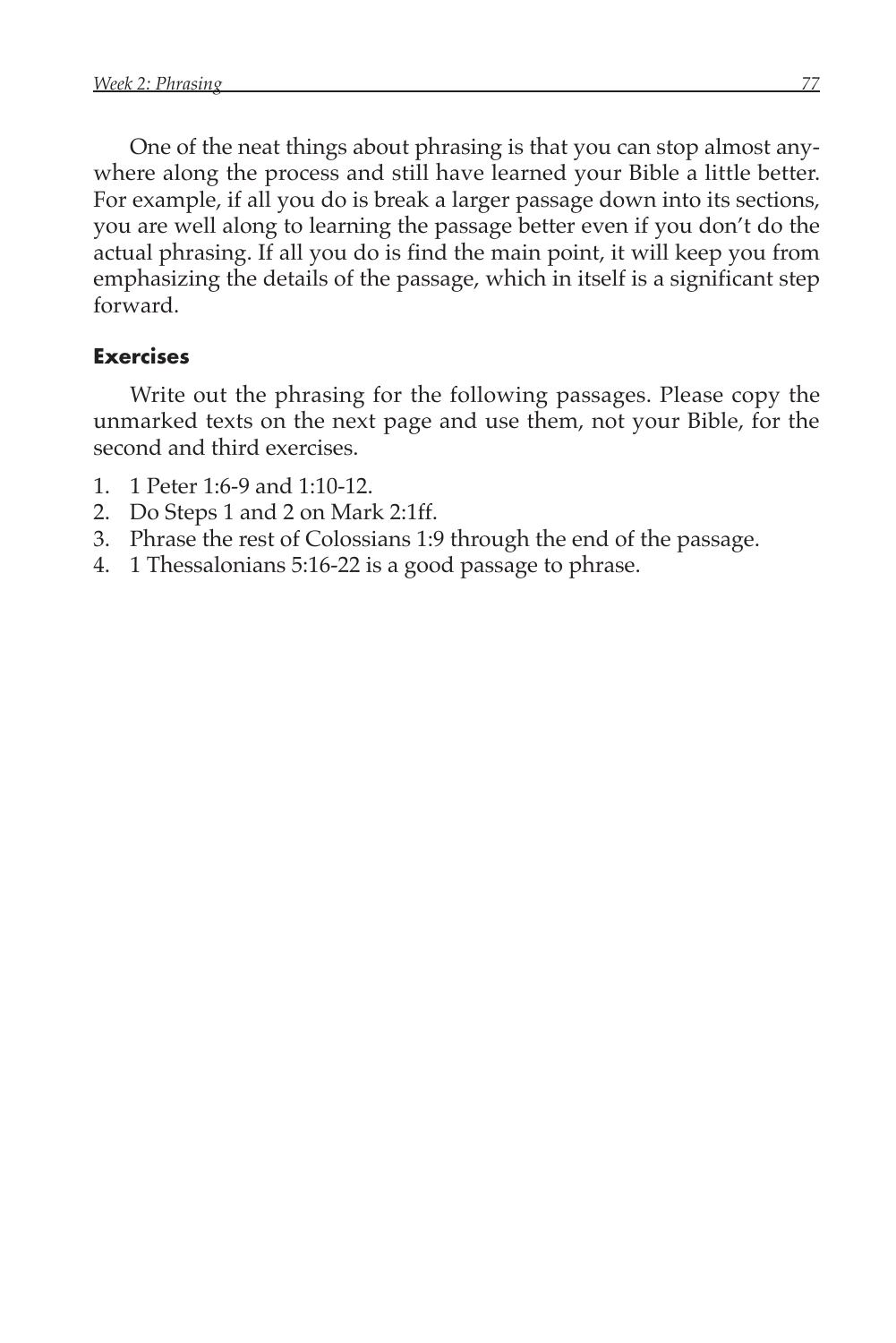One of the neat things about phrasing is that you can stop almost anywhere along the process and still have learned your Bible a little better. For example, if all you do is break a larger passage down into its sections, you are well along to learning the passage better even if you don't do the actual phrasing. If all you do is find the main point, it will keep you from emphasizing the details of the passage, which in itself is a significant step forward.

### Exercises

Write out the phrasing for the following passages. Please copy the unmarked texts on the next page and use them, not your Bible, for the second and third exercises.

1. 1 Peter 1:6-9 and 1:10-12.
2. Do Steps 1 and 2 on Mark 2:1ff.
3. Phrase the rest of Colossians 1:9 through the end of the passage.
4. 1 Thessalonians 5:16-22 is a good passage to phrase.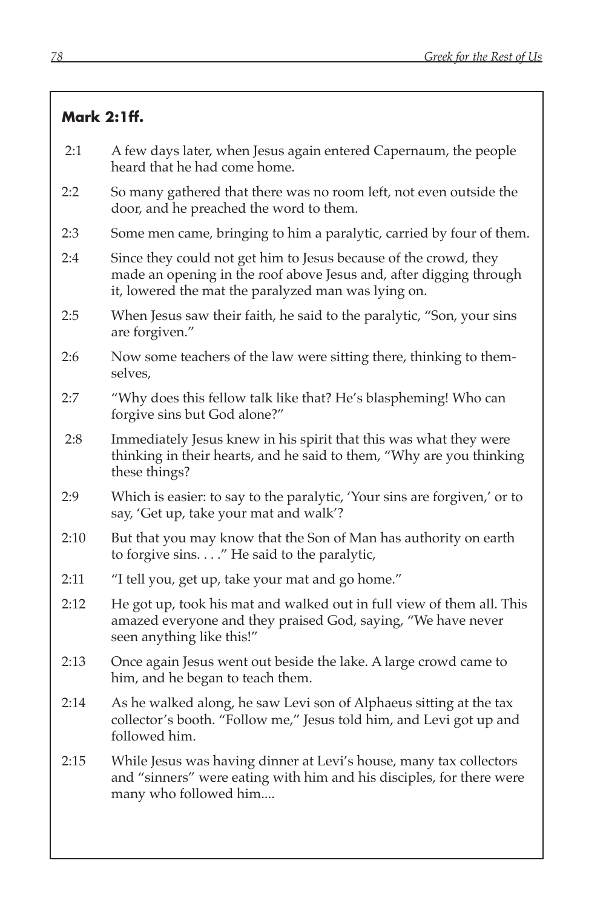**Mark 2:1ff.**

2:1 A few days later, when Jesus again entered Capernaum, the people heard that he had come home.

2:2 So many gathered that there was no room left, not even outside the door, and he preached the word to them.

2:3 Some men came, bringing to him a paralytic, carried by four of them.

2:4 Since they could not get him to Jesus because of the crowd, they made an opening in the roof above Jesus and, after digging through it, lowered the mat the paralyzed man was lying on.

2:5 When Jesus saw their faith, he said to the paralytic, "Son, your sins are forgiven."

2:6 Now some teachers of the law were sitting there, thinking to themselves,

2:7 "Why does this fellow talk like that? He's blaspheming! Who can forgive sins but God alone?"

2:8 Immediately Jesus knew in his spirit that this was what they were thinking in their hearts, and he said to them, "Why are you thinking these things?

2:9 Which is easier: to say to the paralytic, 'Your sins are forgiven,' or to say, 'Get up, take your mat and walk'?

2:10 But that you may know that the Son of Man has authority on earth to forgive sins. . . ." He said to the paralytic,

2:11 "I tell you, get up, take your mat and go home."

2:12 He got up, took his mat and walked out in full view of them all. This amazed everyone and they praised God, saying, "We have never seen anything like this!"

2:13 Once again Jesus went out beside the lake. A large crowd came to him, and he began to teach them.

2:14 As he walked along, he saw Levi son of Alphaeus sitting at the tax collector's booth. "Follow me," Jesus told him, and Levi got up and followed him.

2:15 While Jesus was having dinner at Levi's house, many tax collectors and "sinners" were eating with him and his disciples, for there were many who followed him....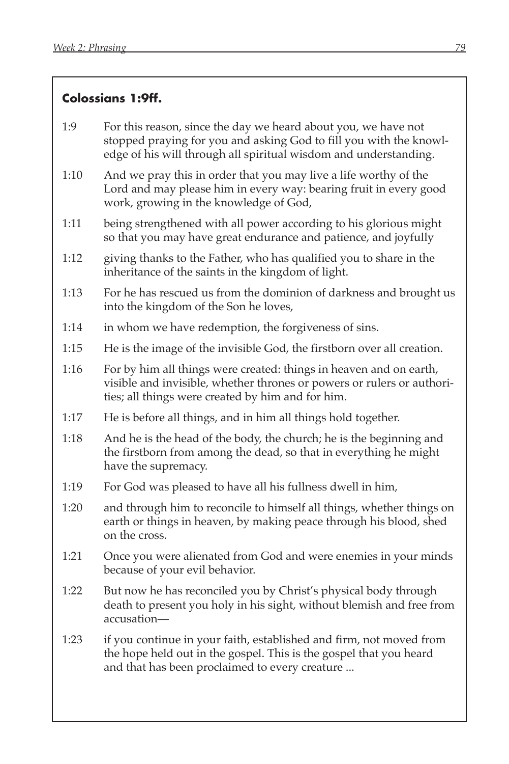**Colossians 1:9ff.**

1:9 For this reason, since the day we heard about you, we have not stopped praying for you and asking God to fill you with the knowledge of his will through all spiritual wisdom and understanding.

1:10 And we pray this in order that you may live a life worthy of the Lord and may please him in every way: bearing fruit in every good work, growing in the knowledge of God,

1:11 being strengthened with all power according to his glorious might so that you may have great endurance and patience, and joyfully

1:12 giving thanks to the Father, who has qualified you to share in the inheritance of the saints in the kingdom of light.

1:13 For he has rescued us from the dominion of darkness and brought us into the kingdom of the Son he loves,

1:14 in whom we have redemption, the forgiveness of sins.

1:15 He is the image of the invisible God, the firstborn over all creation.

1:16 For by him all things were created: things in heaven and on earth, visible and invisible, whether thrones or powers or rulers or authorities; all things were created by him and for him.

1:17 He is before all things, and in him all things hold together.

1:18 And he is the head of the body, the church; he is the beginning and the firstborn from among the dead, so that in everything he might have the supremacy.

1:19 For God was pleased to have all his fullness dwell in him,

1:20 and through him to reconcile to himself all things, whether things on earth or things in heaven, by making peace through his blood, shed on the cross.

1:21 Once you were alienated from God and were enemies in your minds because of your evil behavior.

1:22 But now he has reconciled you by Christ's physical body through death to present you holy in his sight, without blemish and free from accusation—

1:23 if you continue in your faith, established and firm, not moved from the hope held out in the gospel. This is the gospel that you heard and that has been proclaimed to every creature ...